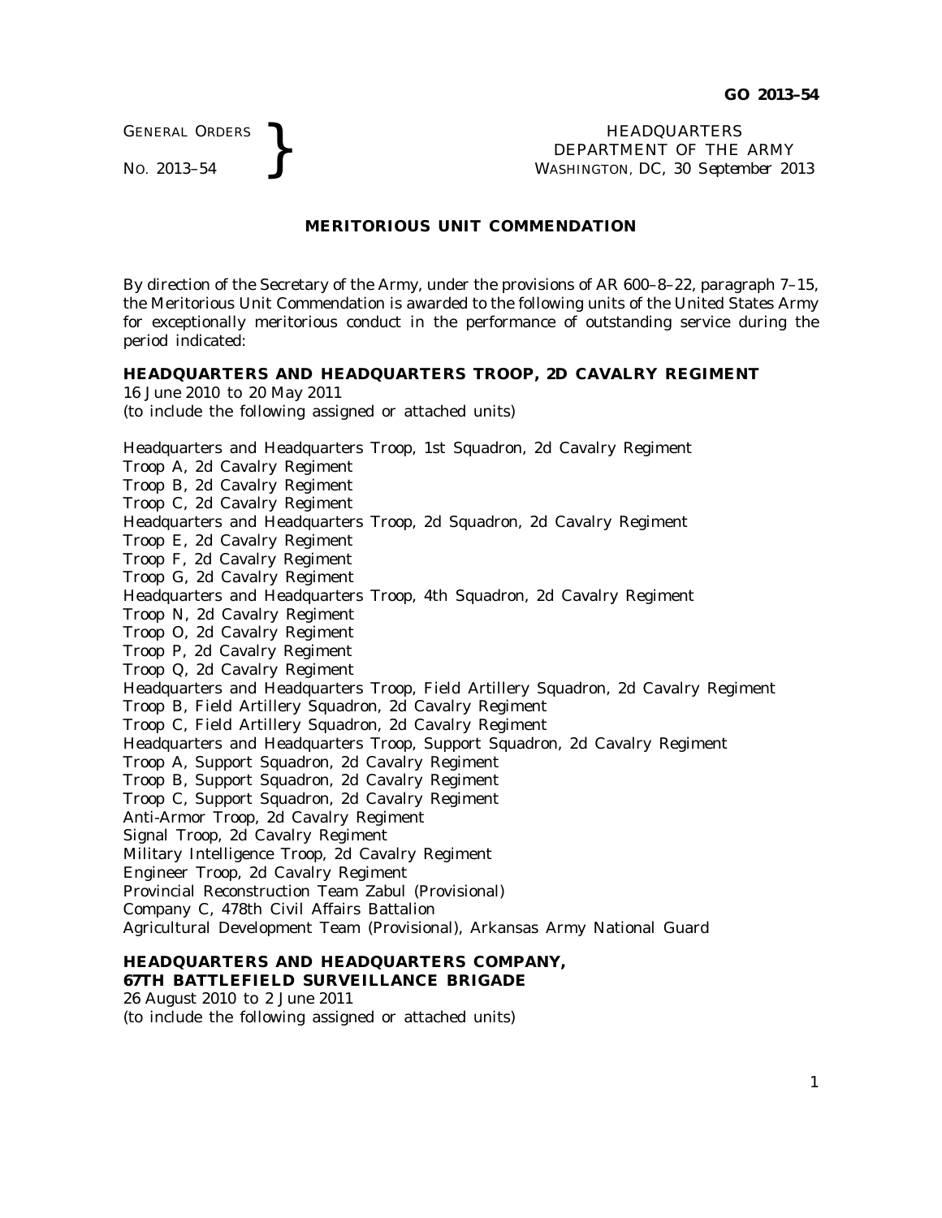GENERAL ORDERS
NO. 2013–54

HEADQUARTERS
DEPARTMENT OF THE ARMY
WASHINGTON, DC, *30 September 2013*

## MERITORIOUS UNIT COMMENDATION

By direction of the Secretary of the Army, under the provisions of AR 600–8–22, paragraph 7–15, the Meritorious Unit Commendation is awarded to the following units of the United States Army for exceptionally meritorious conduct in the performance of outstanding service during the period indicated:

**HEADQUARTERS AND HEADQUARTERS TROOP, 2D CAVALRY REGIMENT**
16 June 2010 to 20 May 2011
(to include the following assigned or attached units)

Headquarters and Headquarters Troop, 1st Squadron, 2d Cavalry Regiment
Troop A, 2d Cavalry Regiment
Troop B, 2d Cavalry Regiment
Troop C, 2d Cavalry Regiment
Headquarters and Headquarters Troop, 2d Squadron, 2d Cavalry Regiment
Troop E, 2d Cavalry Regiment
Troop F, 2d Cavalry Regiment
Troop G, 2d Cavalry Regiment
Headquarters and Headquarters Troop, 4th Squadron, 2d Cavalry Regiment
Troop N, 2d Cavalry Regiment
Troop O, 2d Cavalry Regiment
Troop P, 2d Cavalry Regiment
Troop Q, 2d Cavalry Regiment
Headquarters and Headquarters Troop, Field Artillery Squadron, 2d Cavalry Regiment
Troop B, Field Artillery Squadron, 2d Cavalry Regiment
Troop C, Field Artillery Squadron, 2d Cavalry Regiment
Headquarters and Headquarters Troop, Support Squadron, 2d Cavalry Regiment
Troop A, Support Squadron, 2d Cavalry Regiment
Troop B, Support Squadron, 2d Cavalry Regiment
Troop C, Support Squadron, 2d Cavalry Regiment
Anti-Armor Troop, 2d Cavalry Regiment
Signal Troop, 2d Cavalry Regiment
Military Intelligence Troop, 2d Cavalry Regiment
Engineer Troop, 2d Cavalry Regiment
Provincial Reconstruction Team Zabul (Provisional)
Company C, 478th Civil Affairs Battalion
Agricultural Development Team (Provisional), Arkansas Army National Guard

**HEADQUARTERS AND HEADQUARTERS COMPANY, 67TH BATTLEFIELD SURVEILLANCE BRIGADE**
26 August 2010 to 2 June 2011
(to include the following assigned or attached units)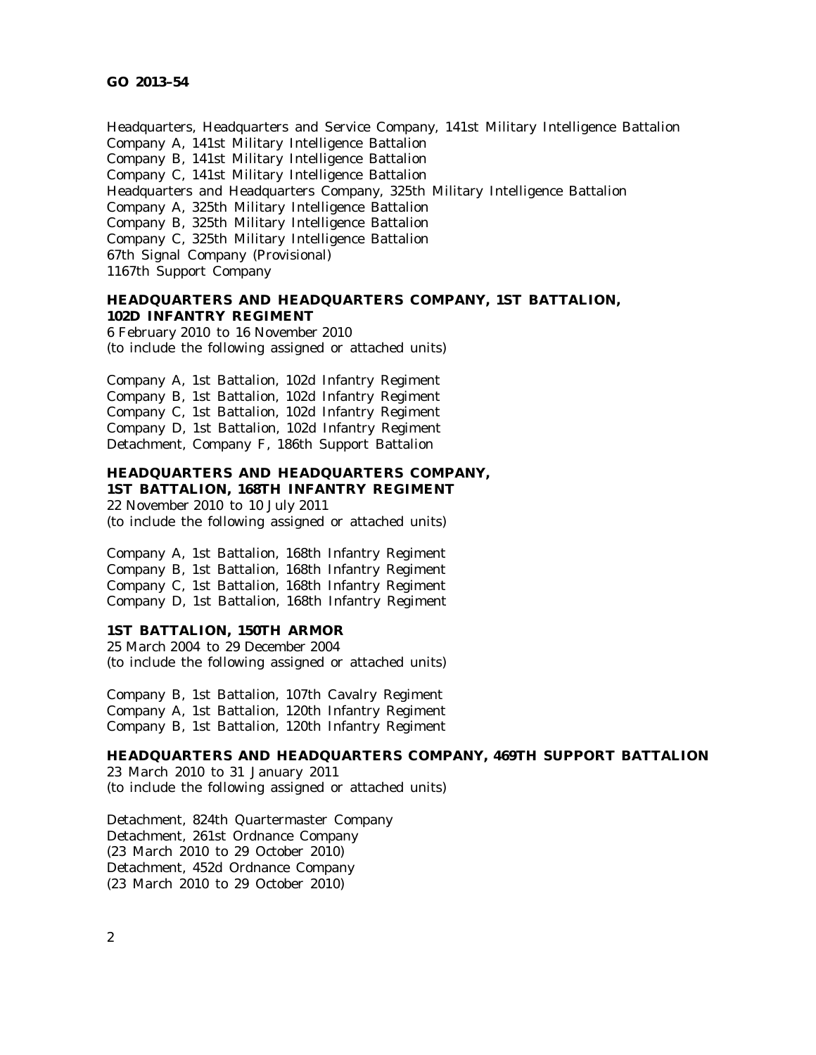Headquarters, Headquarters and Service Company, 141st Military Intelligence Battalion
Company A, 141st Military Intelligence Battalion
Company B, 141st Military Intelligence Battalion
Company C, 141st Military Intelligence Battalion
Headquarters and Headquarters Company, 325th Military Intelligence Battalion
Company A, 325th Military Intelligence Battalion
Company B, 325th Military Intelligence Battalion
Company C, 325th Military Intelligence Battalion
67th Signal Company (Provisional)
1167th Support Company

**HEADQUARTERS AND HEADQUARTERS COMPANY, 1ST BATTALION, 102D INFANTRY REGIMENT**
6 February 2010 to 16 November 2010
(to include the following assigned or attached units)

Company A, 1st Battalion, 102d Infantry Regiment
Company B, 1st Battalion, 102d Infantry Regiment
Company C, 1st Battalion, 102d Infantry Regiment
Company D, 1st Battalion, 102d Infantry Regiment
Detachment, Company F, 186th Support Battalion

**HEADQUARTERS AND HEADQUARTERS COMPANY, 1ST BATTALION, 168TH INFANTRY REGIMENT**
22 November 2010 to 10 July 2011
(to include the following assigned or attached units)

Company A, 1st Battalion, 168th Infantry Regiment
Company B, 1st Battalion, 168th Infantry Regiment
Company C, 1st Battalion, 168th Infantry Regiment
Company D, 1st Battalion, 168th Infantry Regiment

**1ST BATTALION, 150TH ARMOR**
25 March 2004 to 29 December 2004
(to include the following assigned or attached units)

Company B, 1st Battalion, 107th Cavalry Regiment
Company A, 1st Battalion, 120th Infantry Regiment
Company B, 1st Battalion, 120th Infantry Regiment

**HEADQUARTERS AND HEADQUARTERS COMPANY, 469TH SUPPORT BATTALION**
23 March 2010 to 31 January 2011
(to include the following assigned or attached units)

Detachment, 824th Quartermaster Company
Detachment, 261st Ordnance Company
(23 March 2010 to 29 October 2010)
Detachment, 452d Ordnance Company
(23 March 2010 to 29 October 2010)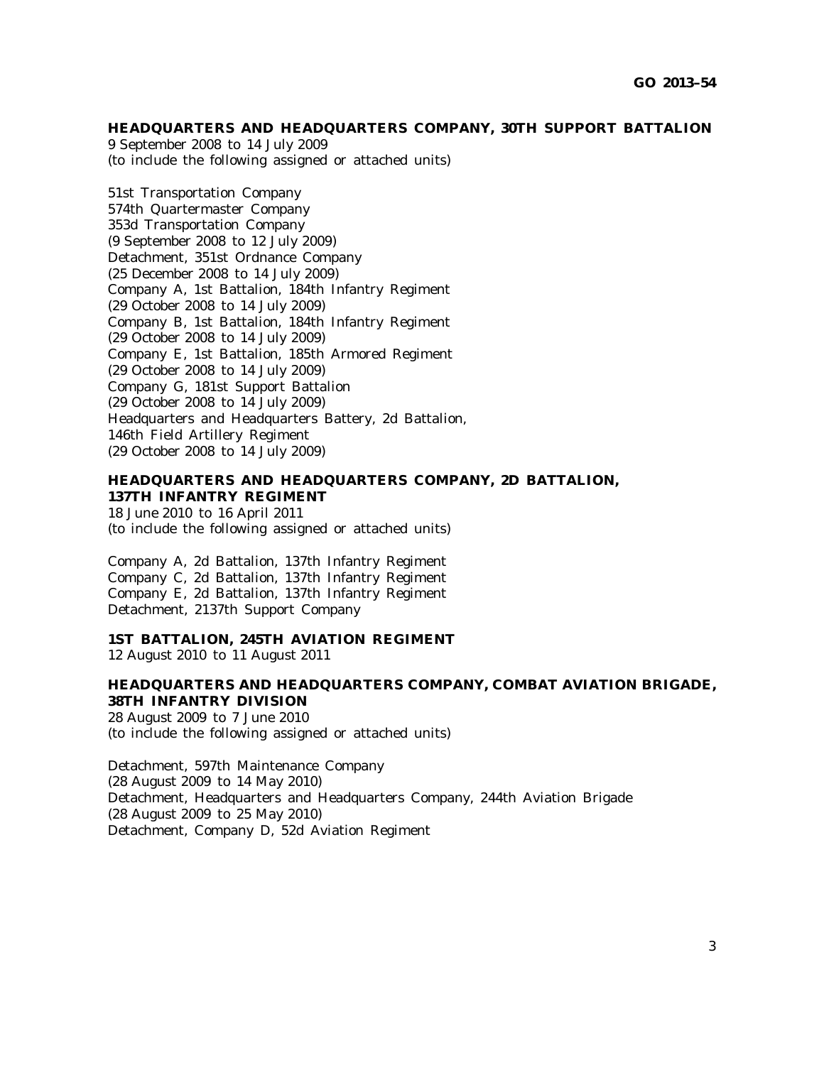**HEADQUARTERS AND HEADQUARTERS COMPANY, 30TH SUPPORT BATTALION**
9 September 2008 to 14 July 2009
(to include the following assigned or attached units)

51st Transportation Company
574th Quartermaster Company
353d Transportation Company
(9 September 2008 to 12 July 2009)
Detachment, 351st Ordnance Company
(25 December 2008 to 14 July 2009)
Company A, 1st Battalion, 184th Infantry Regiment
(29 October 2008 to 14 July 2009)
Company B, 1st Battalion, 184th Infantry Regiment
(29 October 2008 to 14 July 2009)
Company E, 1st Battalion, 185th Armored Regiment
(29 October 2008 to 14 July 2009)
Company G, 181st Support Battalion
(29 October 2008 to 14 July 2009)
Headquarters and Headquarters Battery, 2d Battalion,
146th Field Artillery Regiment
(29 October 2008 to 14 July 2009)

**HEADQUARTERS AND HEADQUARTERS COMPANY, 2D BATTALION, 137TH INFANTRY REGIMENT**
18 June 2010 to 16 April 2011
(to include the following assigned or attached units)

Company A, 2d Battalion, 137th Infantry Regiment
Company C, 2d Battalion, 137th Infantry Regiment
Company E, 2d Battalion, 137th Infantry Regiment
Detachment, 2137th Support Company

**1ST BATTALION, 245TH AVIATION REGIMENT**
12 August 2010 to 11 August 2011

**HEADQUARTERS AND HEADQUARTERS COMPANY, COMBAT AVIATION BRIGADE, 38TH INFANTRY DIVISION**
28 August 2009 to 7 June 2010
(to include the following assigned or attached units)

Detachment, 597th Maintenance Company
(28 August 2009 to 14 May 2010)
Detachment, Headquarters and Headquarters Company, 244th Aviation Brigade
(28 August 2009 to 25 May 2010)
Detachment, Company D, 52d Aviation Regiment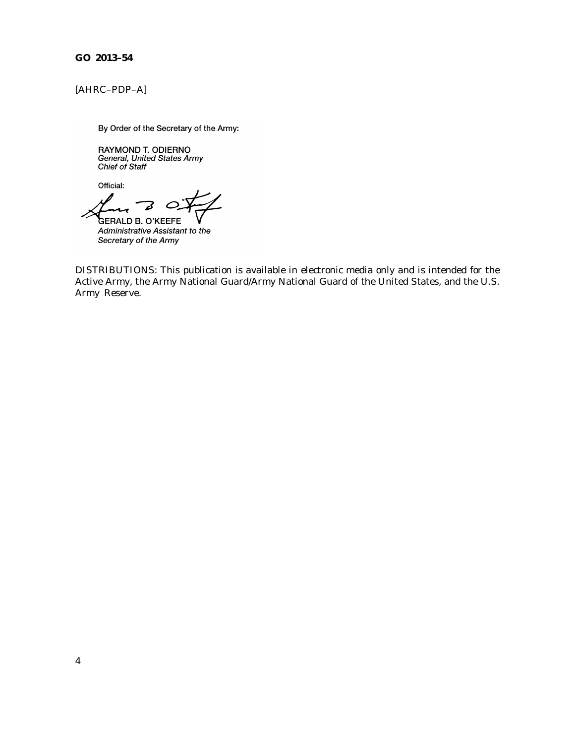**GO 2013–54**

[AHRC–PDP–A]

By Order of the Secretary of the Army:

**RAYMOND T. ODIERNO**
*General, United States Army*
*Chief of Staff*

Official:

GERALD B. O'KEEFE
*Administrative Assistant to the*
*Secretary of the Army*

DISTRIBUTIONS: This publication is available in electronic media only and is intended for the Active Army, the Army National Guard/Army National Guard of the United States, and the U.S. Army Reserve.